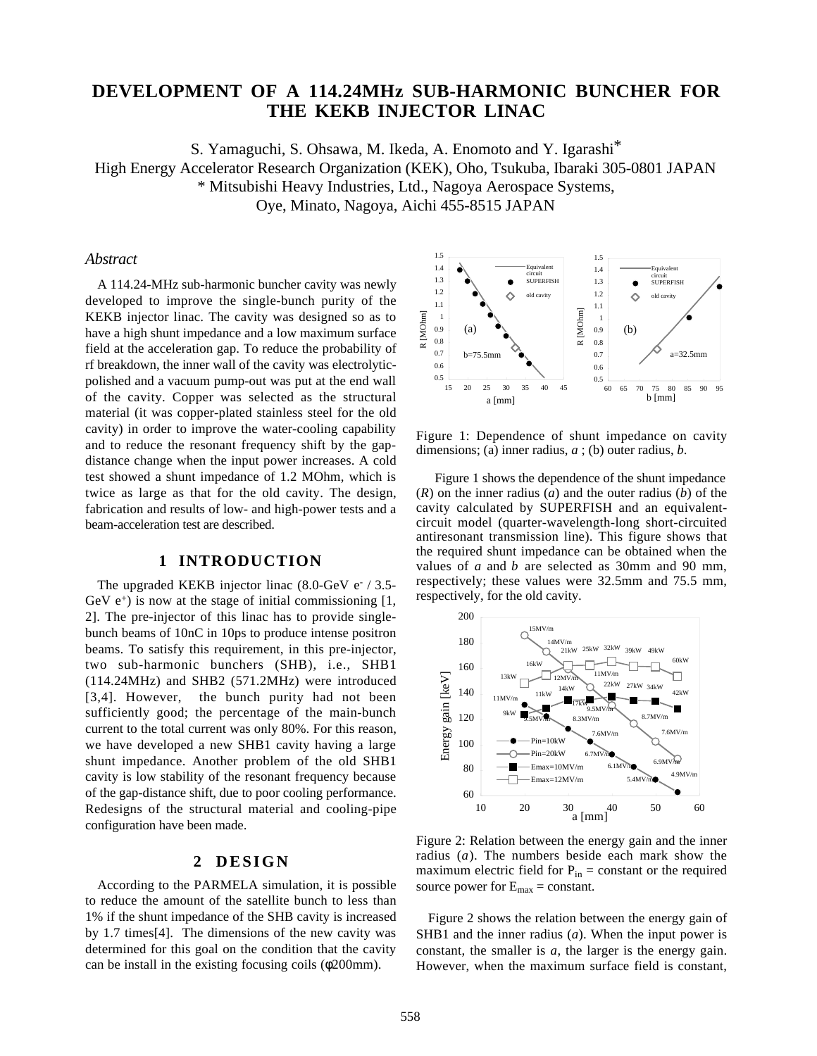# DEVELOPMENT OF A 114.24MHz SUB-HARMONIC BUNCHER FOR THE KEKB INJECTOR LINAC

S. Yamaguchi, S. Ohsawa, M. Ikeda, A. Enomoto and Y. Igarashi*

High Energy Accelerator Research Organization (KEK), Oho, Tsukuba, Ibaraki 305-0801 JAPAN

* Mitsubishi Heavy Industries, Ltd., Nagoya Aerospace Systems, Oye, Minato, Nagoya, Aichi 455-8515 JAPAN

## *Abstract*

A 114.24-MHz sub-harmonic buncher cavity was newly developed to improve the single-bunch purity of the KEKB injector linac. The cavity was designed so as to have a high shunt impedance and a low maximum surface field at the acceleration gap. To reduce the probability of rf breakdown, the inner wall of the cavity was electrolytic-polished and a vacuum pump-out was put at the end wall of the cavity. Copper was selected as the structural material (it was copper-plated stainless steel for the old cavity) in order to improve the water-cooling capability and to reduce the resonant frequency shift by the gap-distance change when the input power increases. A cold test showed a shunt impedance of 1.2 MOhm, which is twice as large as that for the old cavity. The design, fabrication and results of low- and high-power tests and a beam-acceleration test are described.

## 1 INTRODUCTION

The upgraded KEKB injector linac (8.0-GeV $e^-$ / 3.5-GeV $e^+$) is now at the stage of initial commissioning [1, 2]. The pre-injector of this linac has to provide single-bunch beams of 10nC in 10ps to produce intense positron beams. To satisfy this requirement, in this pre-injector, two sub-harmonic bunchers (SHB), i.e., SHB1 (114.24MHz) and SHB2 (571.2MHz) were introduced [3,4]. However, the bunch purity had not been sufficiently good; the percentage of the main-bunch current to the total current was only 80%. For this reason, we have developed a new SHB1 cavity having a large shunt impedance. Another problem of the old SHB1 cavity is low stability of the resonant frequency because of the gap-distance shift, due to poor cooling performance. Redesigns of the structural material and cooling-pipe configuration have been made.

## 2 DESIGN

According to the PARMELA simulation, it is possible to reduce the amount of the satellite bunch to less than 1% if the shunt impedance of the SHB cavity is increased by 1.7 times[4]. The dimensions of the new cavity was determined for this goal on the condition that the cavity can be install in the existing focusing coils (ϕ200mm).

Figure 1: Dependence of shunt impedance on cavity dimensions; (a) inner radius, *a* ; (b) outer radius, *b*.

Figure 1 shows the dependence of the shunt impedance (*R*) on the inner radius (*a*) and the outer radius (*b*) of the cavity calculated by SUPERFISH and an equivalent-circuit model (quarter-wavelength-long short-circuited antiresonant transmission line). This figure shows that the required shunt impedance can be obtained when the values of *a* and *b* are selected as 30mm and 90 mm, respectively; these values were 32.5mm and 75.5 mm, respectively, for the old cavity.

Figure 2: Relation between the energy gain and the inner radius (*a*). The numbers beside each mark show the maximum electric field for $P_{in}$ = constant or the required source power for $E_{max}$ = constant.

Figure 2 shows the relation between the energy gain of SHB1 and the inner radius (*a*). When the input power is constant, the smaller is *a*, the larger is the energy gain. However, when the maximum surface field is constant,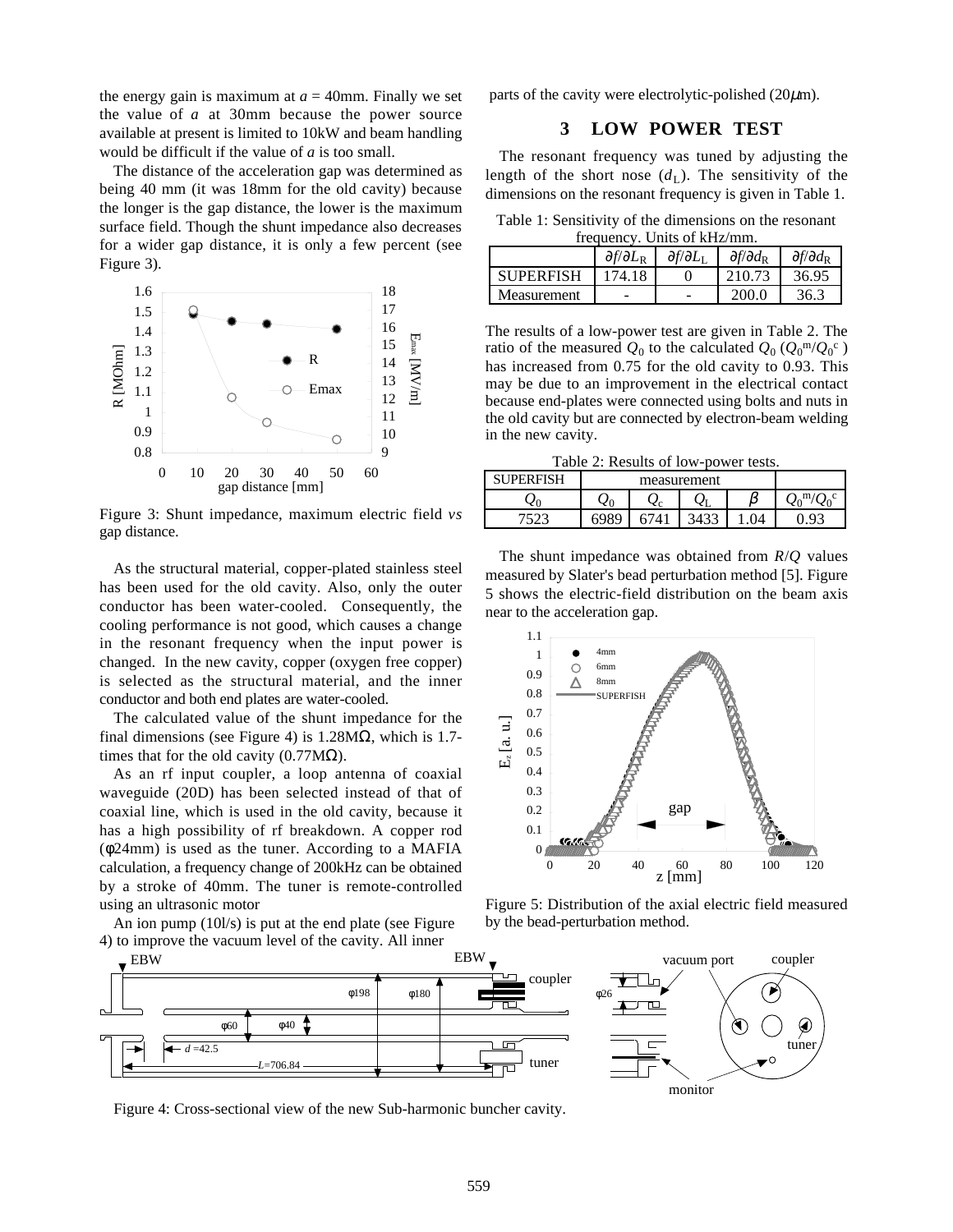the energy gain is maximum at $a$ = 40mm. Finally we set the value of $a$ at 30mm because the power source available at present is limited to 10kW and beam handling would be difficult if the value of $a$ is too small.

The distance of the acceleration gap was determined as being 40 mm (it was 18mm for the old cavity) because the longer is the gap distance, the lower is the maximum surface field. Though the shunt impedance also decreases for a wider gap distance, it is only a few percent (see Figure 3).

Figure 3: Shunt impedance, maximum electric field *vs* gap distance.

As the structural material, copper-plated stainless steel has been used for the old cavity. Also, only the outer conductor has been water-cooled. Consequently, the cooling performance is not good, which causes a change in the resonant frequency when the input power is changed. In the new cavity, copper (oxygen free copper) is selected as the structural material, and the inner conductor and both end plates are water-cooled.

The calculated value of the shunt impedance for the final dimensions (see Figure 4) is 1.28MΩ, which is 1.7-times that for the old cavity (0.77MΩ).

As an rf input coupler, a loop antenna of coaxial waveguide (20D) has been selected instead of that of coaxial line, which is used in the old cavity, because it has a high possibility of rf breakdown. A copper rod (φ24mm) is used as the tuner. According to a MAFIA calculation, a frequency change of 200kHz can be obtained by a stroke of 40mm. The tuner is remote-controlled using an ultrasonic motor

An ion pump (10l/s) is put at the end plate (see Figure 4) to improve the vacuum level of the cavity. All inner parts of the cavity were electrolytic-polished (20$\mu$m).

## 3 LOW POWER TEST

The resonant frequency was tuned by adjusting the length of the short nose ($d_L$). The sensitivity of the dimensions on the resonant frequency is given in Table 1.

Table 1: Sensitivity of the dimensions on the resonant frequency. Units of kHz/mm.

| | $\partial f/\partial L_R$ | $\partial f/\partial L_L$ | $\partial f/\partial d_R$ | $\partial f/\partial d_R$ |
|---|---|---|---|---|
| SUPERFISH | 174.18 | 0 | 210.73 | 36.95 |
| Measurement | - | - | 200.0 | 36.3 |

The results of a low-power test are given in Table 2. The ratio of the measured $Q_0$ to the calculated $Q_0$ ($Q_0^m/Q_0^c$) has increased from 0.75 for the old cavity to 0.93. This may be due to an improvement in the electrical contact because end-plates were connected using bolts and nuts in the old cavity but are connected by electron-beam welding in the new cavity.

Table 2: Results of low-power tests.

| SUPERFISH | measurement | | | | |
|---|---|---|---|---|---|
| $Q_0$ | $Q_0$ | $Q_c$ | $Q_L$ | $\beta$ | $Q_0^m/Q_0^c$ |
| 7523 | 6989 | 6741 | 3433 | 1.04 | 0.93 |

The shunt impedance was obtained from $R/Q$ values measured by Slater's bead perturbation method [5]. Figure 5 shows the electric-field distribution on the beam axis near to the acceleration gap.

Figure 5: Distribution of the axial electric field measured by the bead-perturbation method.

Figure 4: Cross-sectional view of the new Sub-harmonic buncher cavity.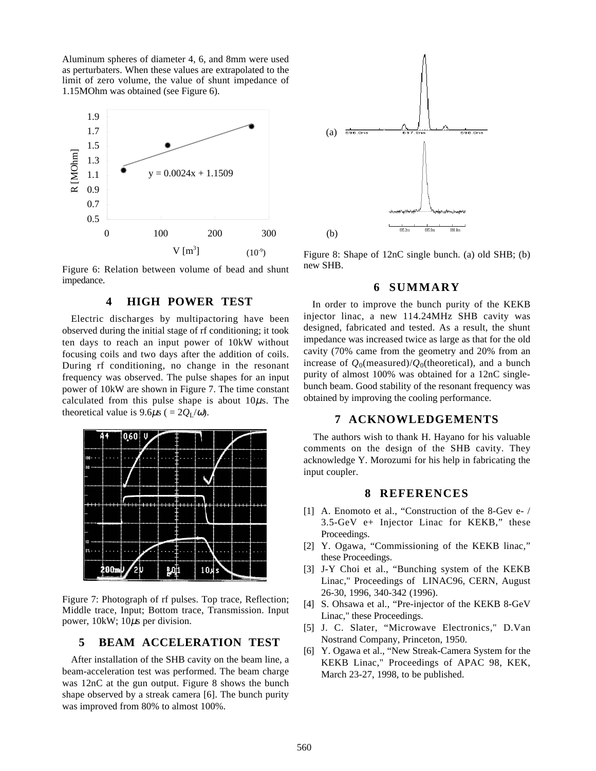Aluminum spheres of diameter 4, 6, and 8mm were used as perturbaters. When these values are extrapolated to the limit of zero volume, the value of shunt impedance of 1.15MOhm was obtained (see Figure 6).

R [MOhm]
1.9
1.7
1.5
1.3
1.1
0.9
0.7
0.5
0
100
200
300
V [m$^3$] ($10^{-9}$)
y = 0.0024x + 1.1509

Figure 6: Relation between volume of bead and shunt impedance.

## 4 HIGH POWER TEST

Electric discharges by multipactoring have been observed during the initial stage of rf conditioning; it took ten days to reach an input power of 10kW without focusing coils and two days after the addition of coils. During rf conditioning, no change in the resonant frequency was observed. The pulse shapes for an input power of 10kW are shown in Figure 7. The time constant calculated from this pulse shape is about 10$\mu$s. The theoretical value is 9.6$\mu$s ( $= 2Q_L/\omega$).

Figure 7: Photograph of rf pulses. Top trace, Reflection; Middle trace, Input; Bottom trace, Transmission. Input power, 10kW; 10$\mu$s per division.

## 5 BEAM ACCELERATION TEST

After installation of the SHB cavity on the beam line, a beam-acceleration test was performed. The beam charge was 12nC at the gun output. Figure 8 shows the bunch shape observed by a streak camera [6]. The bunch purity was improved from 80% to almost 100%.

(a)
(b)

Figure 8: Shape of 12nC single bunch. (a) old SHB; (b) new SHB.

## 6 SUMMARY

In order to improve the bunch purity of the KEKB injector linac, a new 114.24MHz SHB cavity was designed, fabricated and tested. As a result, the shunt impedance was increased twice as large as that for the old cavity (70% came from the geometry and 20% from an increase of $Q_0$(measured)/$Q_0$(theoretical), and a bunch purity of almost 100% was obtained for a 12nC single-bunch beam. Good stability of the resonant frequency was obtained by improving the cooling performance.

## 7 ACKNOWLEDGEMENTS

The authors wish to thank H. Hayano for his valuable comments on the design of the SHB cavity. They acknowledge Y. Morozumi for his help in fabricating the input coupler.

## 8 REFERENCES

[1] A. Enomoto et al., "Construction of the 8-Gev e- / 3.5-GeV e+ Injector Linac for KEKB," these Proceedings.

[2] Y. Ogawa, "Commissioning of the KEKB linac," these Proceedings.

[3] J-Y Choi et al., "Bunching system of the KEKB Linac," Proceedings of LINAC96, CERN, August 26-30, 1996, 340-342 (1996).

[4] S. Ohsawa et al., "Pre-injector of the KEKB 8-GeV Linac," these Proceedings.

[5] J. C. Slater, "Microwave Electronics," D.Van Nostrand Company, Princeton, 1950.

[6] Y. Ogawa et al., "New Streak-Camera System for the KEKB Linac," Proceedings of APAC 98, KEK, March 23-27, 1998, to be published.